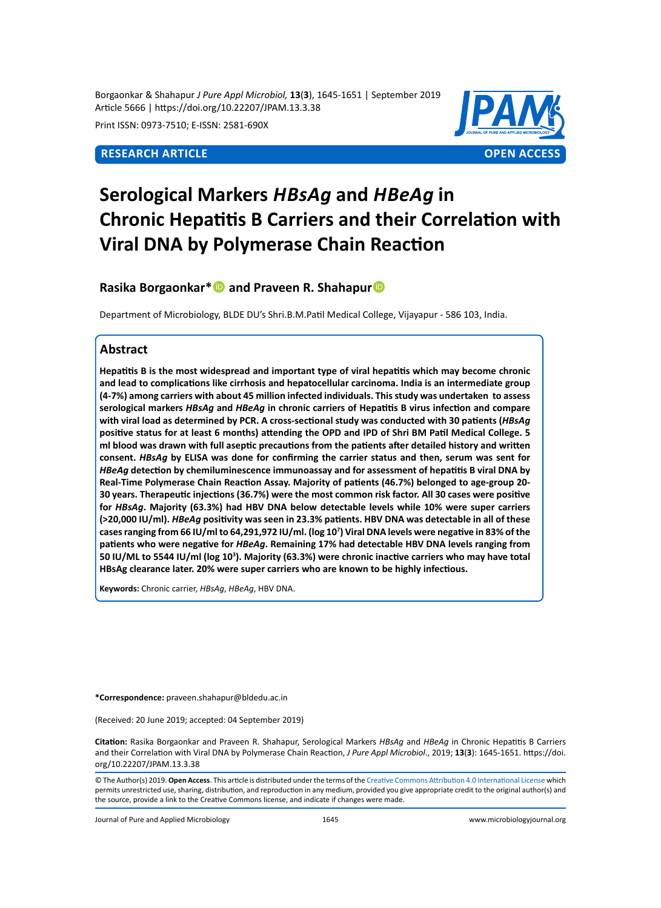Borgaonkar & Shahapur *J Pure Appl Microbiol,* **13**(**3**), 1645-1651 | September 2019
Article 5666 | https://doi.org/10.22207/JPAM.13.3.38

Print ISSN: 0973-7510; E-ISSN: 2581-690X

**RESEARCH ARTICLE** **OPEN ACCESS**

# Serological Markers *HBsAg* and *HBeAg* in Chronic Hepatitis B Carriers and their Correlation with Viral DNA by Polymerase Chain Reaction

**Rasika Borgaonkar* and Praveen R. Shahapur**

Department of Microbiology, BLDE DU's Shri.B.M.Patil Medical College, Vijayapur - 586 103, India.

## Abstract

**Hepatitis B is the most widespread and important type of viral hepatitis which may become chronic and lead to complications like cirrhosis and hepatocellular carcinoma. India is an intermediate group (4-7%) among carriers with about 45 million infected individuals. This study was undertaken to assess serological markers *HBsAg* and *HBeAg* in chronic carriers of Hepatitis B virus infection and compare with viral load as determined by PCR. A cross-sectional study was conducted with 30 patients (*HBsAg* positive status for at least 6 months) attending the OPD and IPD of Shri BM Patil Medical College. 5 ml blood was drawn with full aseptic precautions from the patients after detailed history and written consent. *HBsAg* by ELISA was done for confirming the carrier status and then, serum was sent for *HBeAg* detection by chemiluminescence immunoassay and for assessment of hepatitis B viral DNA by Real-Time Polymerase Chain Reaction Assay. Majority of patients (46.7%) belonged to age-group 20-30 years. Therapeutic injections (36.7%) were the most common risk factor. All 30 cases were positive for *HBsAg*. Majority (63.3%) had HBV DNA below detectable levels while 10% were super carriers (>20,000 IU/ml). *HBeAg* positivity was seen in 23.3% patients. HBV DNA was detectable in all of these cases ranging from 66 IU/ml to 64,291,972 IU/ml. (log $10^7$) Viral DNA levels were negative in 83% of the patients who were negative for *HBeAg*. Remaining 17% had detectable HBV DNA levels ranging from 50 IU/ML to 5544 IU/ml (log $10^3$). Majority (63.3%) were chronic inactive carriers who may have total HBsAg clearance later. 20% were super carriers who are known to be highly infectious.**

**Keywords:** Chronic carrier, *HBsAg*, *HBeAg*, HBV DNA.

**\*Correspondence:** praveen.shahapur@bldedu.ac.in

(Received: 20 June 2019; accepted: 04 September 2019)

**Citation:** Rasika Borgaonkar and Praveen R. Shahapur, Serological Markers *HBsAg* and *HBeAg* in Chronic Hepatitis B Carriers and their Correlation with Viral DNA by Polymerase Chain Reaction, *J Pure Appl Microbiol*., 2019; **13**(**3**): 1645-1651. https://doi.org/10.22207/JPAM.13.3.38

© The Author(s) 2019. **Open Access**. This article is distributed under the terms of the Creative Commons Attribution 4.0 International License which permits unrestricted use, sharing, distribution, and reproduction in any medium, provided you give appropriate credit to the original author(s) and the source, provide a link to the Creative Commons license, and indicate if changes were made.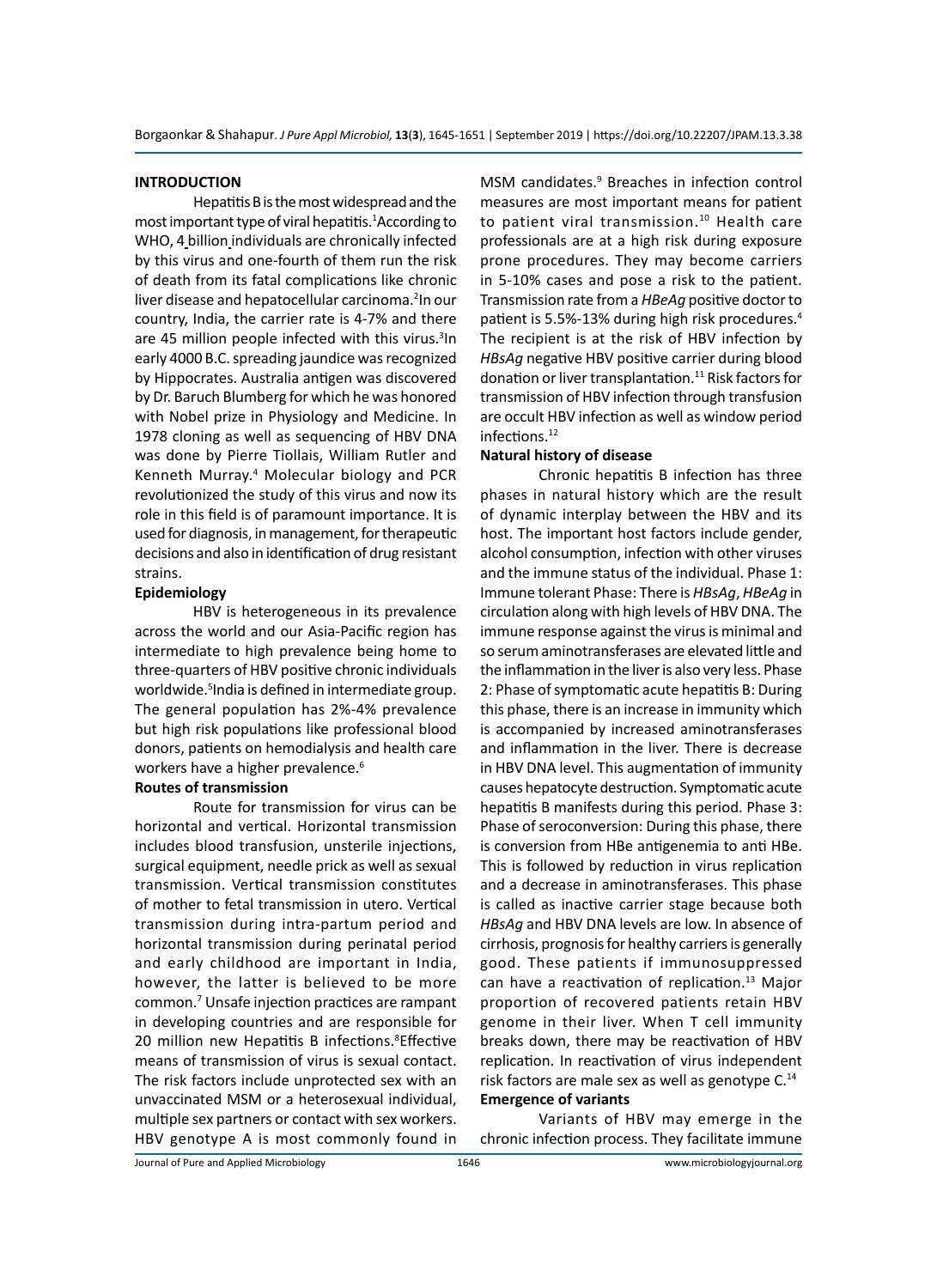## INTRODUCTION

Hepatitis B is the most widespread and the most important type of viral hepatitis.[1] According to WHO, 4 billion individuals are chronically infected by this virus and one-fourth of them run the risk of death from its fatal complications like chronic liver disease and hepatocellular carcinoma.[2] In our country, India, the carrier rate is 4-7% and there are 45 million people infected with this virus.[3] In early 4000 B.C. spreading jaundice was recognized by Hippocrates. Australia antigen was discovered by Dr. Baruch Blumberg for which he was honored with Nobel prize in Physiology and Medicine. In 1978 cloning as well as sequencing of HBV DNA was done by Pierre Tiollais, William Rutler and Kenneth Murray.[4] Molecular biology and PCR revolutionized the study of this virus and now its role in this field is of paramount importance. It is used for diagnosis, in management, for therapeutic decisions and also in identification of drug resistant strains.

### Epidemiology

HBV is heterogeneous in its prevalence across the world and our Asia-Pacific region has intermediate to high prevalence being home to three-quarters of HBV positive chronic individuals worldwide.[5] India is defined in intermediate group. The general population has 2%-4% prevalence but high risk populations like professional blood donors, patients on hemodialysis and health care workers have a higher prevalence.[6]

### Routes of transmission

Route for transmission for virus can be horizontal and vertical. Horizontal transmission includes blood transfusion, unsterile injections, surgical equipment, needle prick as well as sexual transmission. Vertical transmission constitutes of mother to fetal transmission in utero. Vertical transmission during intra-partum period and horizontal transmission during perinatal period and early childhood are important in India, however, the latter is believed to be more common.[7] Unsafe injection practices are rampant in developing countries and are responsible for 20 million new Hepatitis B infections.[8] Effective means of transmission of virus is sexual contact. The risk factors include unprotected sex with an unvaccinated MSM or a heterosexual individual, multiple sex partners or contact with sex workers. HBV genotype A is most commonly found in MSM candidates.[9] Breaches in infection control measures are most important means for patient to patient viral transmission.[10] Health care professionals are at a high risk during exposure prone procedures. They may become carriers in 5-10% cases and pose a risk to the patient. Transmission rate from a *HBeAg* positive doctor to patient is 5.5%-13% during high risk procedures.[4] The recipient is at the risk of HBV infection by *HBsAg* negative HBV positive carrier during blood donation or liver transplantation.[11] Risk factors for transmission of HBV infection through transfusion are occult HBV infection as well as window period infections.[12]

### Natural history of disease

Chronic hepatitis B infection has three phases in natural history which are the result of dynamic interplay between the HBV and its host. The important host factors include gender, alcohol consumption, infection with other viruses and the immune status of the individual. Phase 1: Immune tolerant Phase: There is *HBsAg*, *HBeAg* in circulation along with high levels of HBV DNA. The immune response against the virus is minimal and so serum aminotransferases are elevated little and the inflammation in the liver is also very less. Phase 2: Phase of symptomatic acute hepatitis B: During this phase, there is an increase in immunity which is accompanied by increased aminotransferases and inflammation in the liver. There is decrease in HBV DNA level. This augmentation of immunity causes hepatocyte destruction. Symptomatic acute hepatitis B manifests during this period. Phase 3: Phase of seroconversion: During this phase, there is conversion from HBe antigenemia to anti HBe. This is followed by reduction in virus replication and a decrease in aminotransferases. This phase is called as inactive carrier stage because both *HBsAg* and HBV DNA levels are low. In absence of cirrhosis, prognosis for healthy carriers is generally good. These patients if immunosuppressed can have a reactivation of replication.[13] Major proportion of recovered patients retain HBV genome in their liver. When T cell immunity breaks down, there may be reactivation of HBV replication. In reactivation of virus independent risk factors are male sex as well as genotype C.[14]

### Emergence of variants

Variants of HBV may emerge in the chronic infection process. They facilitate immune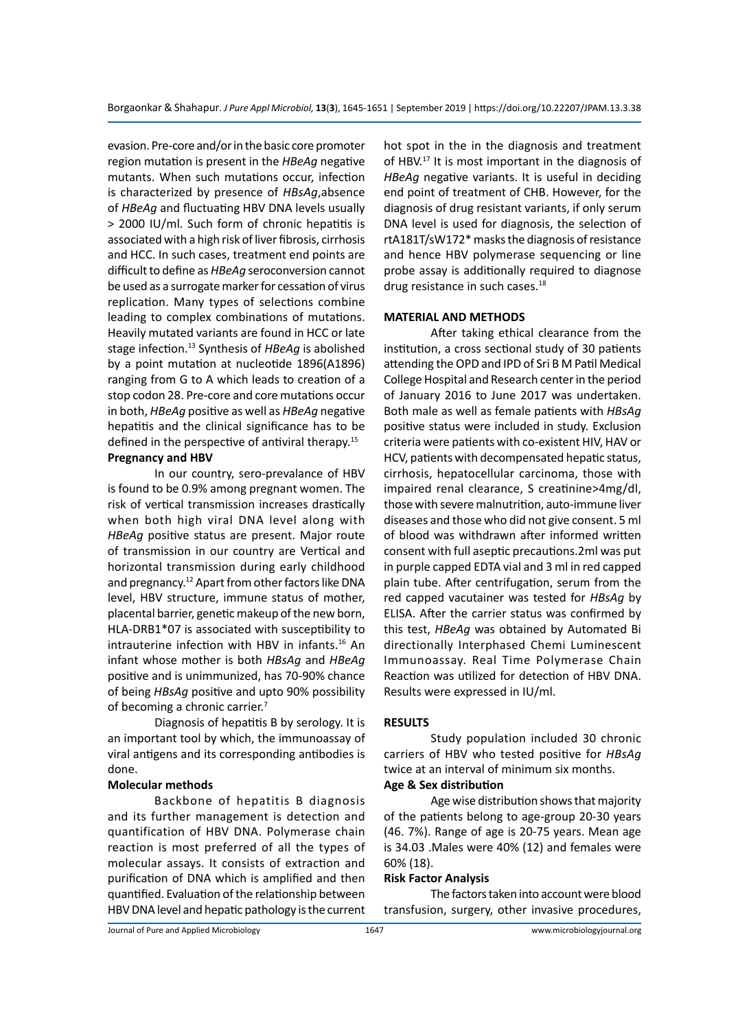evasion. Pre-core and/or in the basic core promoter region mutation is present in the *HBeAg* negative mutants. When such mutations occur, infection is characterized by presence of *HBsAg*,absence of *HBeAg* and fluctuating HBV DNA levels usually > 2000 IU/ml. Such form of chronic hepatitis is associated with a high risk of liver fibrosis, cirrhosis and HCC. In such cases, treatment end points are difficult to define as *HBeAg* seroconversion cannot be used as a surrogate marker for cessation of virus replication. Many types of selections combine leading to complex combinations of mutations. Heavily mutated variants are found in HCC or late stage infection.[13] Synthesis of *HBeAg* is abolished by a point mutation at nucleotide 1896(A1896) ranging from G to A which leads to creation of a stop codon 28. Pre-core and core mutations occur in both, *HBeAg* positive as well as *HBeAg* negative hepatitis and the clinical significance has to be defined in the perspective of antiviral therapy.[15]

### Pregnancy and HBV

In our country, sero-prevalance of HBV is found to be 0.9% among pregnant women. The risk of vertical transmission increases drastically when both high viral DNA level along with *HBeAg* positive status are present. Major route of transmission in our country are Vertical and horizontal transmission during early childhood and pregnancy.[12] Apart from other factors like DNA level, HBV structure, immune status of mother, placental barrier, genetic makeup of the new born, HLA-DRB1*07 is associated with susceptibility to intrauterine infection with HBV in infants.[16] An infant whose mother is both *HBsAg* and *HBeAg* positive and is unimmunized, has 70-90% chance of being *HBsAg* positive and upto 90% possibility of becoming a chronic carrier.[7]

Diagnosis of hepatitis B by serology. It is an important tool by which, the immunoassay of viral antigens and its corresponding antibodies is done.

### Molecular methods

Backbone of hepatitis B diagnosis and its further management is detection and quantification of HBV DNA. Polymerase chain reaction is most preferred of all the types of molecular assays. It consists of extraction and purification of DNA which is amplified and then quantified. Evaluation of the relationship between HBV DNA level and hepatic pathology is the current hot spot in the in the diagnosis and treatment of HBV.[17] It is most important in the diagnosis of *HBeAg* negative variants. It is useful in deciding end point of treatment of CHB. However, for the diagnosis of drug resistant variants, if only serum DNA level is used for diagnosis, the selection of rtA181T/sW172* masks the diagnosis of resistance and hence HBV polymerase sequencing or line probe assay is additionally required to diagnose drug resistance in such cases.[18]

## MATERIAL AND METHODS

After taking ethical clearance from the institution, a cross sectional study of 30 patients attending the OPD and IPD of Sri B M Patil Medical College Hospital and Research center in the period of January 2016 to June 2017 was undertaken. Both male as well as female patients with *HBsAg* positive status were included in study. Exclusion criteria were patients with co-existent HIV, HAV or HCV, patients with decompensated hepatic status, cirrhosis, hepatocellular carcinoma, those with impaired renal clearance, S creatinine>4mg/dl, those with severe malnutrition, auto-immune liver diseases and those who did not give consent. 5 ml of blood was withdrawn after informed written consent with full aseptic precautions.2ml was put in purple capped EDTA vial and 3 ml in red capped plain tube. After centrifugation, serum from the red capped vacutainer was tested for *HBsAg* by ELISA. After the carrier status was confirmed by this test, *HBeAg* was obtained by Automated Bi directionally Interphased Chemi Luminescent Immunoassay. Real Time Polymerase Chain Reaction was utilized for detection of HBV DNA. Results were expressed in IU/ml.

## RESULTS

Study population included 30 chronic carriers of HBV who tested positive for *HBsAg* twice at an interval of minimum six months.

### Age & Sex distribution

Age wise distribution shows that majority of the patients belong to age-group 20-30 years (46. 7%). Range of age is 20-75 years. Mean age is 34.03 .Males were 40% (12) and females were 60% (18).

### Risk Factor Analysis

The factors taken into account were blood transfusion, surgery, other invasive procedures,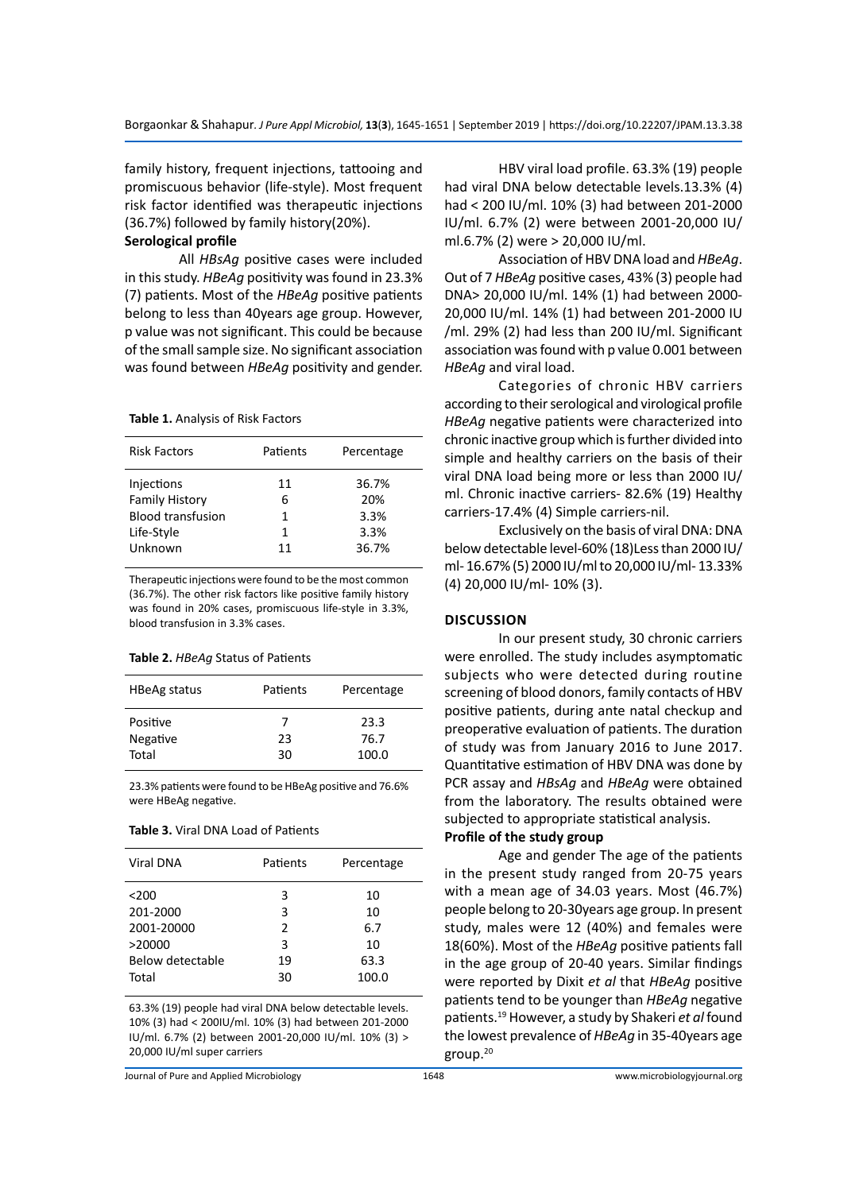family history, frequent injections, tattooing and promiscuous behavior (life-style). Most frequent risk factor identified was therapeutic injections (36.7%) followed by family history(20%).

**Serological profile**

All *HBsAg* positive cases were included in this study. *HBeAg* positivity was found in 23.3% (7) patients. Most of the *HBeAg* positive patients belong to less than 40years age group. However, p value was not significant. This could be because of the small sample size. No significant association was found between *HBeAg* positivity and gender.

**Table 1.** Analysis of Risk Factors

| Risk Factors | Patients | Percentage |
|---|---|---|
| Injections | 11 | 36.7% |
| Family History | 6 | 20% |
| Blood transfusion | 1 | 3.3% |
| Life-Style | 1 | 3.3% |
| Unknown | 11 | 36.7% |

Therapeutic injections were found to be the most common (36.7%). The other risk factors like positive family history was found in 20% cases, promiscuous life-style in 3.3%, blood transfusion in 3.3% cases.

**Table 2.** *HBeAg* Status of Patients

| HBeAg status | Patients | Percentage |
|---|---|---|
| Positive | 7 | 23.3 |
| Negative | 23 | 76.7 |
| Total | 30 | 100.0 |

23.3% patients were found to be HBeAg positive and 76.6% were HBeAg negative.

**Table 3.** Viral DNA Load of Patients

| Viral DNA | Patients | Percentage |
|---|---|---|
| <200 | 3 | 10 |
| 201-2000 | 3 | 10 |
| 2001-20000 | 2 | 6.7 |
| >20000 | 3 | 10 |
| Below detectable | 19 | 63.3 |
| Total | 30 | 100.0 |

63.3% (19) people had viral DNA below detectable levels. 10% (3) had < 200IU/ml. 10% (3) had between 201-2000 IU/ml. 6.7% (2) between 2001-20,000 IU/ml. 10% (3) > 20,000 IU/ml super carriers

HBV viral load profile. 63.3% (19) people had viral DNA below detectable levels.13.3% (4) had < 200 IU/ml. 10% (3) had between 201-2000 IU/ml. 6.7% (2) were between 2001-20,000 IU/ml.6.7% (2) were > 20,000 IU/ml.

Association of HBV DNA load and *HBeAg*. Out of 7 *HBeAg* positive cases, 43% (3) people had DNA> 20,000 IU/ml. 14% (1) had between 2000-20,000 IU/ml. 14% (1) had between 201-2000 IU /ml. 29% (2) had less than 200 IU/ml. Significant association was found with p value 0.001 between *HBeAg* and viral load.

Categories of chronic HBV carriers according to their serological and virological profile *HBeAg* negative patients were characterized into chronic inactive group which is further divided into simple and healthy carriers on the basis of their viral DNA load being more or less than 2000 IU/ml. Chronic inactive carriers- 82.6% (19) Healthy carriers-17.4% (4) Simple carriers-nil.

Exclusively on the basis of viral DNA: DNA below detectable level-60% (18)Less than 2000 IU/ml- 16.67% (5) 2000 IU/ml to 20,000 IU/ml- 13.33% (4) 20,000 IU/ml- 10% (3).

## DISCUSSION

In our present study, 30 chronic carriers were enrolled. The study includes asymptomatic subjects who were detected during routine screening of blood donors, family contacts of HBV positive patients, during ante natal checkup and preoperative evaluation of patients. The duration of study was from January 2016 to June 2017. Quantitative estimation of HBV DNA was done by PCR assay and *HBsAg* and *HBeAg* were obtained from the laboratory. The results obtained were subjected to appropriate statistical analysis.

**Profile of the study group**

Age and gender The age of the patients in the present study ranged from 20-75 years with a mean age of 34.03 years. Most (46.7%) people belong to 20-30years age group. In present study, males were 12 (40%) and females were 18(60%). Most of the *HBeAg* positive patients fall in the age group of 20-40 years. Similar findings were reported by Dixit *et al* that *HBeAg* positive patients tend to be younger than *HBeAg* negative patients.[19] However, a study by Shakeri *et al* found the lowest prevalence of *HBeAg* in 35-40years age group.[20]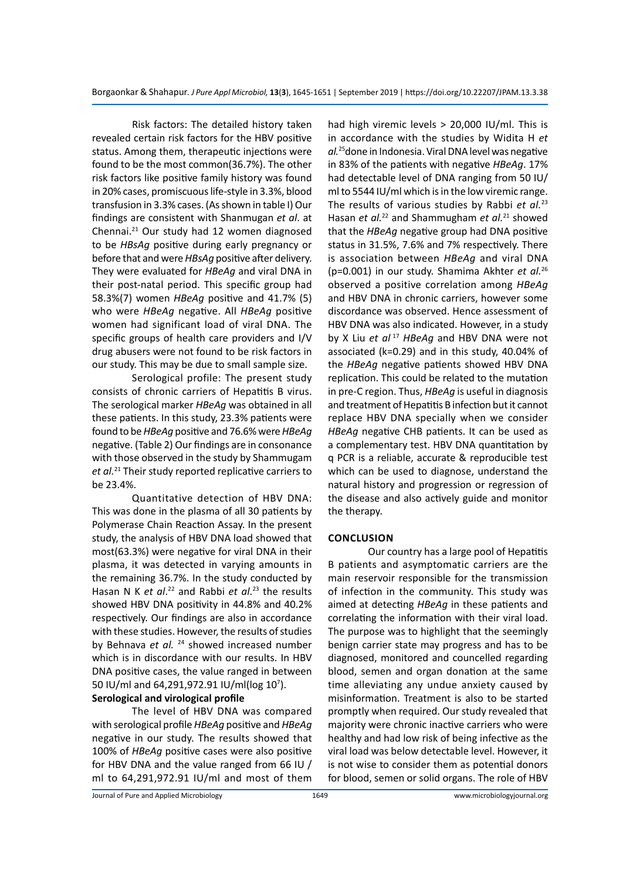Risk factors: The detailed history taken revealed certain risk factors for the HBV positive status. Among them, therapeutic injections were found to be the most common(36.7%). The other risk factors like positive family history was found in 20% cases, promiscuous life-style in 3.3%, blood transfusion in 3.3% cases. (As shown in table I) Our findings are consistent with Shanmugan *et al*. at Chennai.[21] Our study had 12 women diagnosed to be *HBsAg* positive during early pregnancy or before that and were *HBsAg* positive after delivery. They were evaluated for *HBeAg* and viral DNA in their post-natal period. This specific group had 58.3%(7) women *HBeAg* positive and 41.7% (5) who were *HBeAg* negative. All *HBeAg* positive women had significant load of viral DNA. The specific groups of health care providers and I/V drug abusers were not found to be risk factors in our study. This may be due to small sample size.

Serological profile: The present study consists of chronic carriers of Hepatitis B virus. The serological marker *HBeAg* was obtained in all these patients. In this study, 23.3% patients were found to be *HBeAg* positive and 76.6% were *HBeAg* negative. (Table 2) Our findings are in consonance with those observed in the study by Shammugam *et al.*[21] Their study reported replicative carriers to be 23.4%.

Quantitative detection of HBV DNA: This was done in the plasma of all 30 patients by Polymerase Chain Reaction Assay. In the present study, the analysis of HBV DNA load showed that most(63.3%) were negative for viral DNA in their plasma, it was detected in varying amounts in the remaining 36.7%. In the study conducted by Hasan N K *et al*.[22] and Rabbi *et al*.[23] the results showed HBV DNA positivity in 44.8% and 40.2% respectively. Our findings are also in accordance with these studies. However, the results of studies by Behnava *et al.* [24] showed increased number which is in discordance with our results. In HBV DNA positive cases, the value ranged in between 50 IU/ml and 64,291,972.91 IU/ml(log $10^7$).

**Serological and virological profile**

The level of HBV DNA was compared with serological profile *HBeAg* positive and *HBeAg* negative in our study. The results showed that 100% of *HBeAg* positive cases were also positive for HBV DNA and the value ranged from 66 IU / ml to 64,291,972.91 IU/ml and most of them had high viremic levels > 20,000 IU/ml. This is in accordance with the studies by Widita H *et al.*[25] done in Indonesia. Viral DNA level was negative in 83% of the patients with negative *HBeAg*. 17% had detectable level of DNA ranging from 50 IU/ml to 5544 IU/ml which is in the low viremic range. The results of various studies by Rabbi *et al.*[23] Hasan *et al.*[22] and Shammugham *et al.*[21] showed that the *HBeAg* negative group had DNA positive status in 31.5%, 7.6% and 7% respectively. There is association between *HBeAg* and viral DNA ($p=0.001$) in our study. Shamima Akhter *et al.*[26] observed a positive correlation among *HBeAg* and HBV DNA in chronic carriers, however some discordance was observed. Hence assessment of HBV DNA was also indicated. However, in a study by X Liu *et al*[17] *HBeAg* and HBV DNA were not associated ($k=0.29$) and in this study, 40.04% of the *HBeAg* negative patients showed HBV DNA replication. This could be related to the mutation in pre-C region. Thus, *HBeAg* is useful in diagnosis and treatment of Hepatitis B infection but it cannot replace HBV DNA specially when we consider *HBeAg* negative CHB patients. It can be used as a complementary test. HBV DNA quantitation by q PCR is a reliable, accurate & reproducible test which can be used to diagnose, understand the natural history and progression or regression of the disease and also actively guide and monitor the therapy.

## CONCLUSION

Our country has a large pool of Hepatitis B patients and asymptomatic carriers are the main reservoir responsible for the transmission of infection in the community. This study was aimed at detecting *HBeAg* in these patients and correlating the information with their viral load. The purpose was to highlight that the seemingly benign carrier state may progress and has to be diagnosed, monitored and councelled regarding blood, semen and organ donation at the same time alleviating any undue anxiety caused by misinformation. Treatment is also to be started promptly when required. Our study revealed that majority were chronic inactive carriers who were healthy and had low risk of being infective as the viral load was below detectable level. However, it is not wise to consider them as potential donors for blood, semen or solid organs. The role of HBV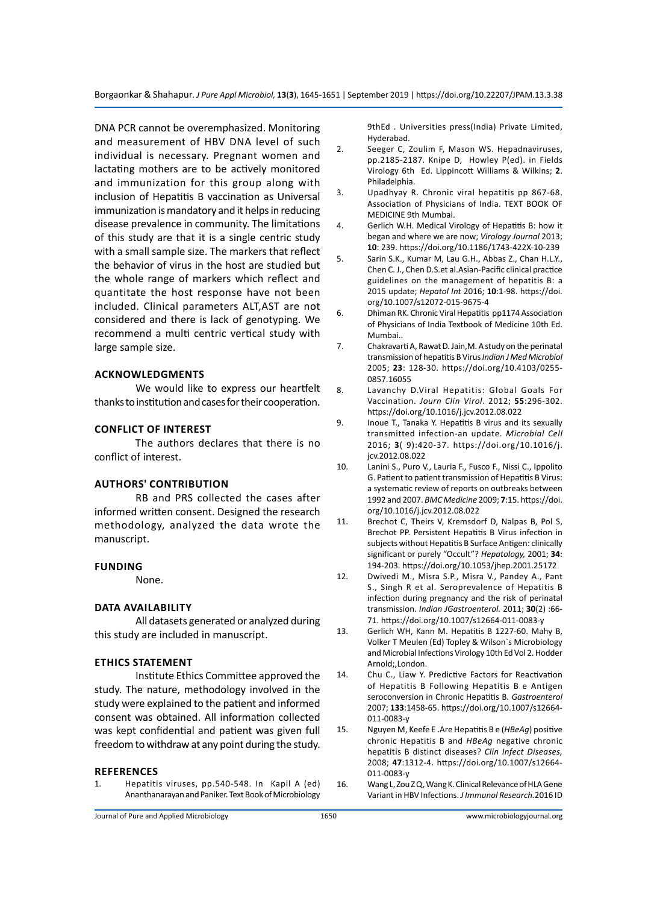DNA PCR cannot be overemphasized. Monitoring and measurement of HBV DNA level of such individual is necessary. Pregnant women and lactating mothers are to be actively monitored and immunization for this group along with inclusion of Hepatitis B vaccination as Universal immunization is mandatory and it helps in reducing disease prevalence in community. The limitations of this study are that it is a single centric study with a small sample size. The markers that reflect the behavior of virus in the host are studied but the whole range of markers which reflect and quantitate the host response have not been included. Clinical parameters ALT,AST are not considered and there is lack of genotyping. We recommend a multi centric vertical study with large sample size.

## ACKNOWLEDGMENTS

We would like to express our heartfelt thanks to institution and cases for their cooperation.

## CONFLICT OF INTEREST

The authors declares that there is no conflict of interest.

## AUTHORS' CONTRIBUTION

RB and PRS collected the cases after informed written consent. Designed the research methodology, analyzed the data wrote the manuscript.

## FUNDING

None.

## DATA AVAILABILITY

All datasets generated or analyzed during this study are included in manuscript.

## ETHICS STATEMENT

Institute Ethics Committee approved the study. The nature, methodology involved in the study were explained to the patient and informed consent was obtained. All information collected was kept confidential and patient was given full freedom to withdraw at any point during the study.

## REFERENCES

1. Hepatitis viruses, pp.540-548. In Kapil A (ed) Ananthanarayan and Paniker. Text Book of Microbiology 9thEd . Universities press(India) Private Limited, Hyderabad.
2. Seeger C, Zoulim F, Mason WS. Hepadnaviruses, pp.2185-2187. Knipe D, Howley P(ed). in Fields Virology 6th Ed. Lippincott Williams & Wilkins; **2**. Philadelphia.
3. Upadhyay R. Chronic viral hepatitis pp 867-68. Association of Physicians of India. TEXT BOOK OF MEDICINE 9th Mumbai.
4. Gerlich W.H. Medical Virology of Hepatitis B: how it began and where we are now; *Virology Journal* 2013; **10**: 239. https://doi.org/10.1186/1743-422X-10-239
5. Sarin S.K., Kumar M, Lau G.H., Abbas Z., Chan H.L.Y., Chen C. J., Chen D.S.et al.Asian-Pacific clinical practice guidelines on the management of hepatitis B: a 2015 update; *Hepatol Int* 2016; **10**:1-98. https://doi.org/10.1007/s12072-015-9675-4
6. Dhiman RK. Chronic Viral Hepatitis pp1174 Association of Physicians of India Textbook of Medicine 10th Ed. Mumbai..
7. Chakravarti A, Rawat D. Jain,M. A study on the perinatal transmission of hepatitis B Virus *Indian J Med Microbiol* 2005; **23**: 128-30. https://doi.org/10.4103/0255-0857.16055
8. Lavanchy D.Viral Hepatitis: Global Goals For Vaccination. *Journ Clin Virol*. 2012; **55**:296-302. https://doi.org/10.1016/j.jcv.2012.08.022
9. Inoue T., Tanaka Y. Hepatitis B virus and its sexually transmitted infection-an update. *Microbial Cell* 2016; **3**( 9):420-37. https://doi.org/10.1016/j.jcv.2012.08.022
10. Lanini S., Puro V., Lauria F., Fusco F., Nissi C., Ippolito G. Patient to patient transmission of Hepatitis B Virus: a systematic review of reports on outbreaks between 1992 and 2007. *BMC Medicine* 2009; **7**:15. https://doi.org/10.1016/j.jcv.2012.08.022
11. Brechot C, Theirs V, Kremsdorf D, Nalpas B, Pol S, Brechot PP. Persistent Hepatitis B Virus infection in subjects without Hepatitis B Surface Antigen: clinically significant or purely "Occult"? *Hepatology,* 2001; **34**: 194-203. https://doi.org/10.1053/jhep.2001.25172
12. Dwivedi M., Misra S.P., Misra V., Pandey A., Pant S., Singh R et al. Seroprevalence of Hepatitis B infection during pregnancy and the risk of perinatal transmission. *Indian JGastroenterol.* 2011; **30**(2) :66-71. https://doi.org/10.1007/s12664-011-0083-y
13. Gerlich WH, Kann M. Hepatitis B 1227-60. Mahy B, Volker T Meulen (Ed) Topley & Wilson`s Microbiology and Microbial Infections Virology 10th Ed Vol 2. Hodder Arnold;,London.
14. Chu C., Liaw Y. Predictive Factors for Reactivation of Hepatitis B Following Hepatitis B e Antigen seroconversion in Chronic Hepatitis B. *Gastroenterol* 2007; **133**:1458-65. https://doi.org/10.1007/s12664-011-0083-y
15. Nguyen M, Keefe E .Are Hepatitis B e (*HBeAg*) positive chronic Hepatitis B and *HBeAg* negative chronic hepatitis B distinct diseases? *Clin Infect Diseases,* 2008; **47**:1312-4. https://doi.org/10.1007/s12664-011-0083-y
16. Wang L, Zou Z Q, Wang K. Clinical Relevance of HLA Gene Variant in HBV Infections. *J Immunol Research.* 2016 ID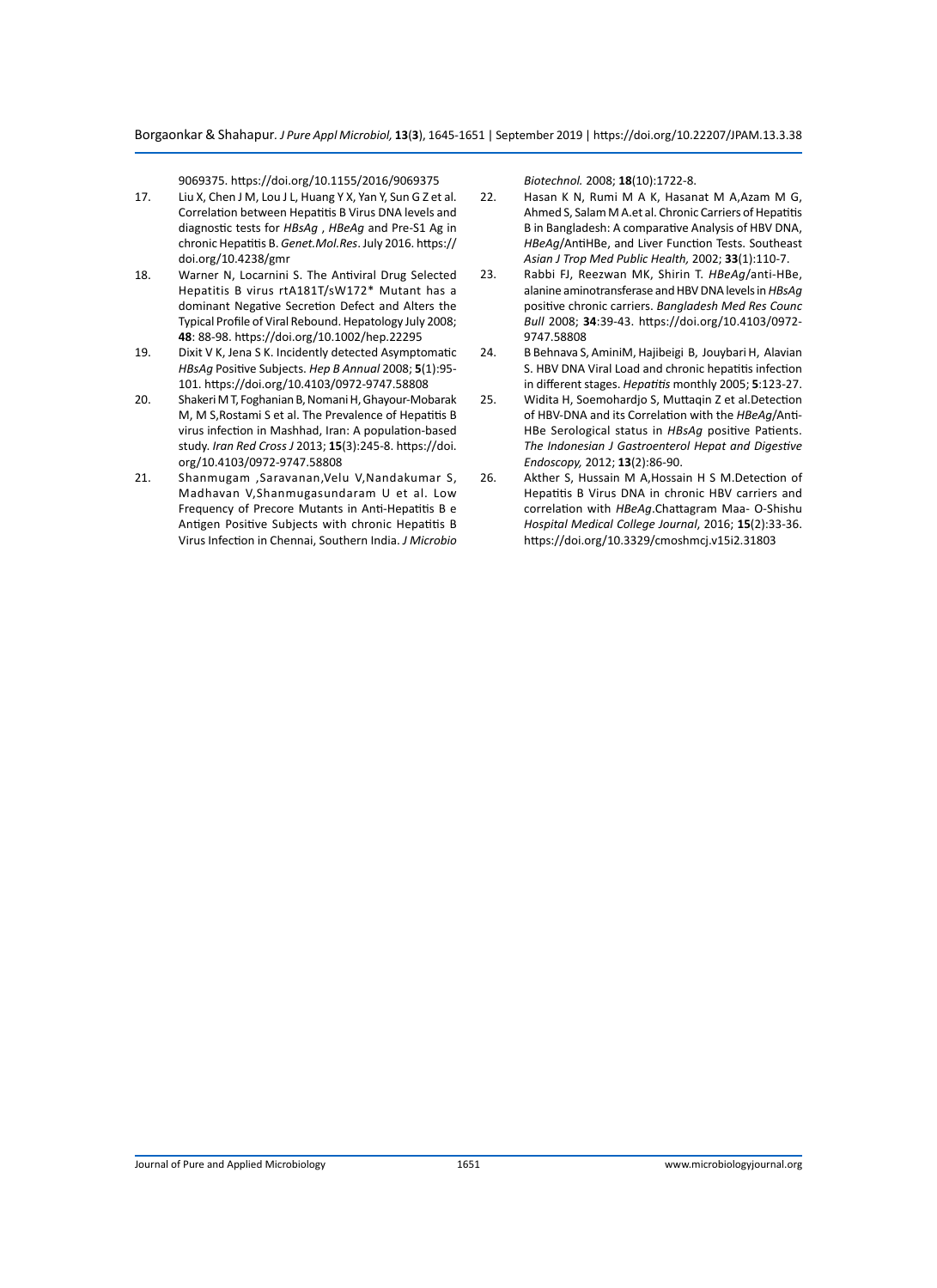9069375. https://doi.org/10.1155/2016/9069375

17. Liu X, Chen J M, Lou J L, Huang Y X, Yan Y, Sun G Z et al. Correlation between Hepatitis B Virus DNA levels and diagnostic tests for *HBsAg* , *HBeAg* and Pre-S1 Ag in chronic Hepatitis B. *Genet.Mol.Res*. July 2016. https://doi.org/10.4238/gmr
18. Warner N, Locarnini S. The Antiviral Drug Selected Hepatitis B virus rtA181T/sW172* Mutant has a dominant Negative Secretion Defect and Alters the Typical Profile of Viral Rebound. Hepatology July 2008; **48**: 88-98. https://doi.org/10.1002/hep.22295
19. Dixit V K, Jena S K. Incidently detected Asymptomatic *HBsAg* Positive Subjects. *Hep B Annual* 2008; **5**(1):95-101. https://doi.org/10.4103/0972-9747.58808
20. Shakeri M T, Foghanian B, Nomani H, Ghayour-Mobarak M, M S,Rostami S et al. The Prevalence of Hepatitis B virus infection in Mashhad, Iran: A population-based study. *Iran Red Cross J* 2013; **15**(3):245-8. https://doi.org/10.4103/0972-9747.58808
21. Shanmugam ,Saravanan,Velu V,Nandakumar S, Madhavan V,Shanmugasundaram U et al. Low Frequency of Precore Mutants in Anti-Hepatitis B e Antigen Positive Subjects with chronic Hepatitis B Virus Infection in Chennai, Southern India. *J Microbio Biotechnol.* 2008; **18**(10):1722-8.
22. Hasan K N, Rumi M A K, Hasanat M A,Azam M G, Ahmed S, Salam M A.et al. Chronic Carriers of Hepatitis B in Bangladesh: A comparative Analysis of HBV DNA, *HBeAg*/AntiHBe, and Liver Function Tests. Southeast *Asian J Trop Med Public Health,* 2002; **33**(1):110-7.
23. Rabbi FJ, Reezwan MK, Shirin T. *HBeAg*/anti-HBe, alanine aminotransferase and HBV DNA levels in *HBsAg* positive chronic carriers. *Bangladesh Med Res Counc Bull* 2008; **34**:39-43. https://doi.org/10.4103/0972-9747.58808
24. B Behnava S, AminiM, Hajibeigi B, Jouybari H, Alavian S. HBV DNA Viral Load and chronic hepatitis infection in different stages. *Hepatitis* monthly 2005; **5**:123-27.
25. Widita H, Soemohardjo S, Muttaqin Z et al.Detection of HBV-DNA and its Correlation with the *HBeAg*/Anti-HBe Serological status in *HBsAg* positive Patients. *The Indonesian J Gastroenterol Hepat and Digestive Endoscopy,* 2012; **13**(2):86-90.
26. Akther S, Hussain M A,Hossain H S M.Detection of Hepatitis B Virus DNA in chronic HBV carriers and correlation with *HBeAg*.Chattagram Maa- O-Shishu *Hospital Medical College Journal*, 2016; **15**(2):33-36. https://doi.org/10.3329/cmoshmcj.v15i2.31803